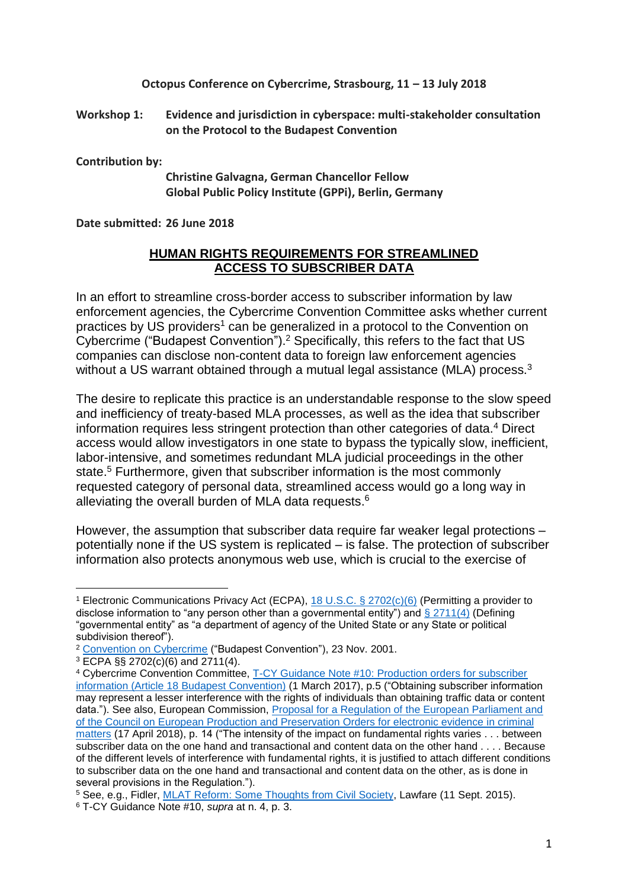**Octopus Conference on Cybercrime, Strasbourg, 11 – 13 July 2018**

**Workshop 1: Evidence and jurisdiction in cyberspace: multi-stakeholder consultation on the Protocol to the Budapest Convention**

**Contribution by:**

**Christine Galvagna, German Chancellor Fellow**
**Global Public Policy Institute (GPPi), Berlin, Germany**

**Date submitted: 26 June 2018**

# HUMAN RIGHTS REQUIREMENTS FOR STREAMLINED ACCESS TO SUBSCRIBER DATA

In an effort to streamline cross-border access to subscriber information by law enforcement agencies, the Cybercrime Convention Committee asks whether current practices by US providers[1] can be generalized in a protocol to the Convention on Cybercrime ("Budapest Convention").[2] Specifically, this refers to the fact that US companies can disclose non-content data to foreign law enforcement agencies without a US warrant obtained through a mutual legal assistance (MLA) process.[3]

The desire to replicate this practice is an understandable response to the slow speed and inefficiency of treaty-based MLA processes, as well as the idea that subscriber information requires less stringent protection than other categories of data.[4] Direct access would allow investigators in one state to bypass the typically slow, inefficient, labor-intensive, and sometimes redundant MLA judicial proceedings in the other state.[5] Furthermore, given that subscriber information is the most commonly requested category of personal data, streamlined access would go a long way in alleviating the overall burden of MLA data requests.[6]

However, the assumption that subscriber data require far weaker legal protections – potentially none if the US system is replicated – is false. The protection of subscriber information also protects anonymous web use, which is crucial to the exercise of

---

[1] Electronic Communications Privacy Act (ECPA), 18 U.S.C. § 2702(c)(6) (Permitting a provider to disclose information to "any person other than a governmental entity") and § 2711(4) (Defining "governmental entity" as "a department of agency of the United State or any State or political subdivision thereof").

[2] Convention on Cybercrime ("Budapest Convention"), 23 Nov. 2001.

[3] ECPA §§ 2702(c)(6) and 2711(4).

[4] Cybercrime Convention Committee, T-CY Guidance Note #10: Production orders for subscriber information (Article 18 Budapest Convention) (1 March 2017), p.5 ("Obtaining subscriber information may represent a lesser interference with the rights of individuals than obtaining traffic data or content data."). See also, European Commission, Proposal for a Regulation of the European Parliament and of the Council on European Production and Preservation Orders for electronic evidence in criminal matters (17 April 2018), p. 14 ("The intensity of the impact on fundamental rights varies . . . between subscriber data on the one hand and transactional and content data on the other hand . . . . Because of the different levels of interference with fundamental rights, it is justified to attach different conditions to subscriber data on the one hand and transactional and content data on the other, as is done in several provisions in the Regulation.").

[5] See, e.g., Fidler, MLAT Reform: Some Thoughts from Civil Society, Lawfare (11 Sept. 2015).

[6] T-CY Guidance Note #10, *supra* at n. 4, p. 3.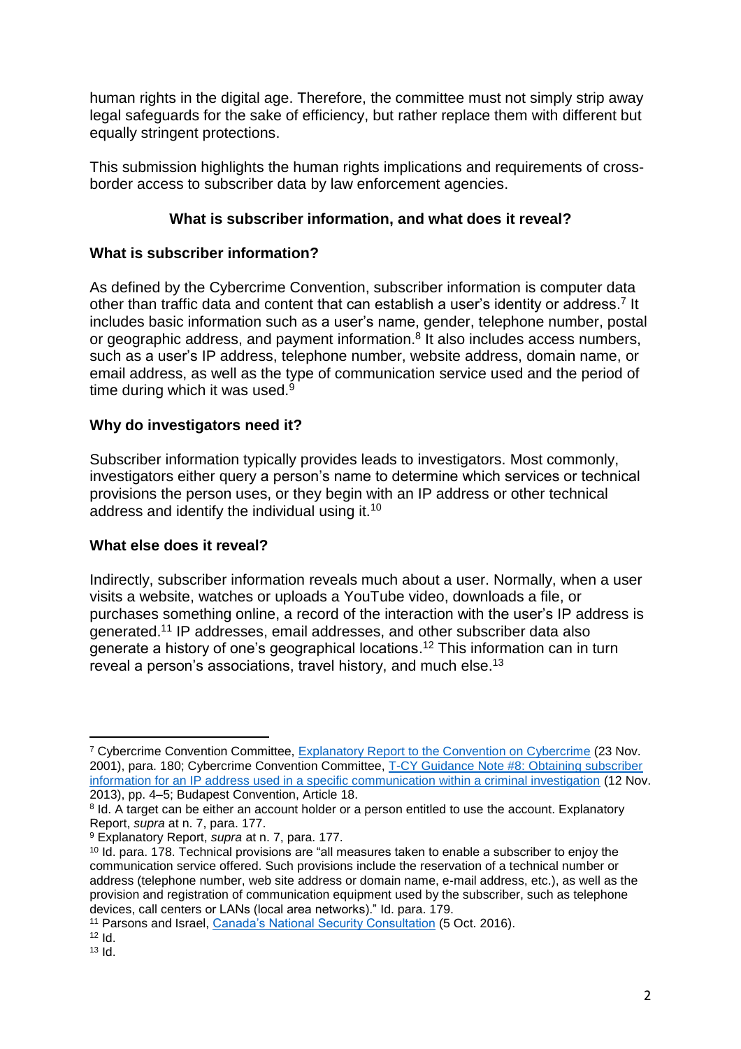human rights in the digital age. Therefore, the committee must not simply strip away legal safeguards for the sake of efficiency, but rather replace them with different but equally stringent protections.

This submission highlights the human rights implications and requirements of cross-border access to subscriber data by law enforcement agencies.

## What is subscriber information, and what does it reveal?

### What is subscriber information?

As defined by the Cybercrime Convention, subscriber information is computer data other than traffic data and content that can establish a user's identity or address.[7] It includes basic information such as a user's name, gender, telephone number, postal or geographic address, and payment information.[8] It also includes access numbers, such as a user's IP address, telephone number, website address, domain name, or email address, as well as the type of communication service used and the period of time during which it was used.[9]

### Why do investigators need it?

Subscriber information typically provides leads to investigators. Most commonly, investigators either query a person's name to determine which services or technical provisions the person uses, or they begin with an IP address or other technical address and identify the individual using it.[10]

### What else does it reveal?

Indirectly, subscriber information reveals much about a user. Normally, when a user visits a website, watches or uploads a YouTube video, downloads a file, or purchases something online, a record of the interaction with the user's IP address is generated.[11] IP addresses, email addresses, and other subscriber data also generate a history of one's geographical locations.[12] This information can in turn reveal a person's associations, travel history, and much else.[13]

---

[7] Cybercrime Convention Committee, [Explanatory Report to the Convention on Cybercrime](#) (23 Nov. 2001), para. 180; Cybercrime Convention Committee, [T-CY Guidance Note #8: Obtaining subscriber information for an IP address used in a specific communication within a criminal investigation](#) (12 Nov. 2013), pp. 4–5; Budapest Convention, Article 18.

[8] Id. A target can be either an account holder or a person entitled to use the account. Explanatory Report, *supra* at n. 7, para. 177.

[9] Explanatory Report, *supra* at n. 7, para. 177.

[10] Id. para. 178. Technical provisions are "all measures taken to enable a subscriber to enjoy the communication service offered. Such provisions include the reservation of a technical number or address (telephone number, web site address or domain name, e-mail address, etc.), as well as the provision and registration of communication equipment used by the subscriber, such as telephone devices, call centers or LANs (local area networks)." Id. para. 179.

[11] Parsons and Israel, [Canada's National Security Consultation](#) (5 Oct. 2016).

[12] Id.

[13] Id.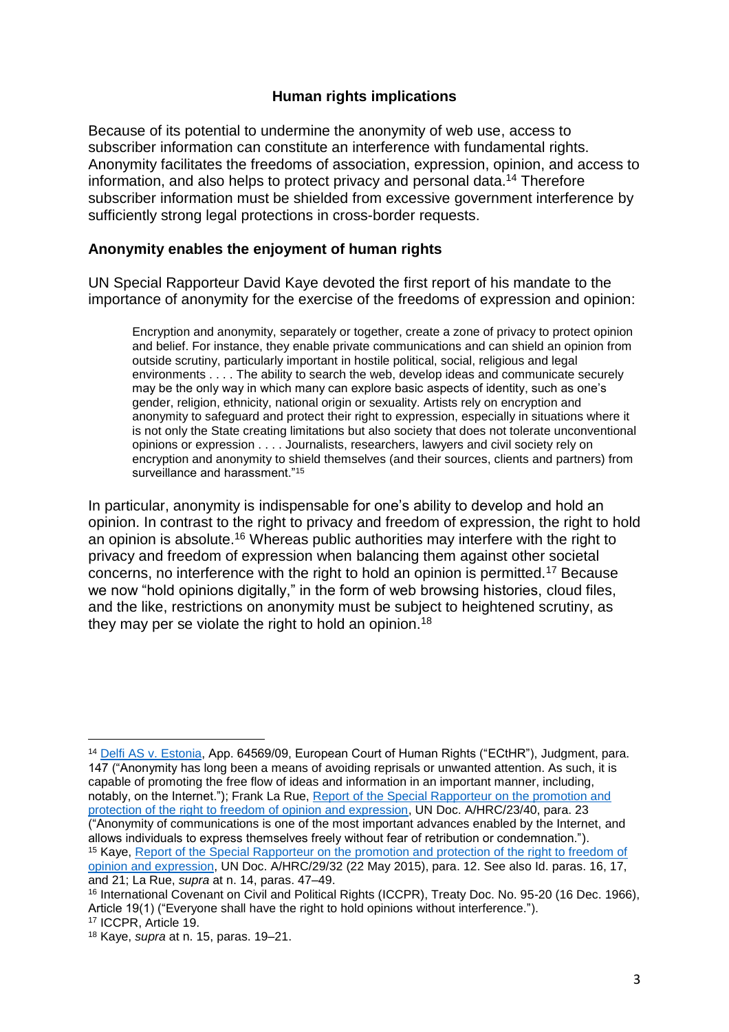## Human rights implications

Because of its potential to undermine the anonymity of web use, access to subscriber information can constitute an interference with fundamental rights. Anonymity facilitates the freedoms of association, expression, opinion, and access to information, and also helps to protect privacy and personal data.[14] Therefore subscriber information must be shielded from excessive government interference by sufficiently strong legal protections in cross-border requests.

### Anonymity enables the enjoyment of human rights

UN Special Rapporteur David Kaye devoted the first report of his mandate to the importance of anonymity for the exercise of the freedoms of expression and opinion:

> Encryption and anonymity, separately or together, create a zone of privacy to protect opinion and belief. For instance, they enable private communications and can shield an opinion from outside scrutiny, particularly important in hostile political, social, religious and legal environments . . . . The ability to search the web, develop ideas and communicate securely may be the only way in which many can explore basic aspects of identity, such as one's gender, religion, ethnicity, national origin or sexuality. Artists rely on encryption and anonymity to safeguard and protect their right to expression, especially in situations where it is not only the State creating limitations but also society that does not tolerate unconventional opinions or expression . . . . Journalists, researchers, lawyers and civil society rely on encryption and anonymity to shield themselves (and their sources, clients and partners) from surveillance and harassment."[15]

In particular, anonymity is indispensable for one's ability to develop and hold an opinion. In contrast to the right to privacy and freedom of expression, the right to hold an opinion is absolute.[16] Whereas public authorities may interfere with the right to privacy and freedom of expression when balancing them against other societal concerns, no interference with the right to hold an opinion is permitted.[17] Because we now "hold opinions digitally," in the form of web browsing histories, cloud files, and the like, restrictions on anonymity must be subject to heightened scrutiny, as they may per se violate the right to hold an opinion.[18]

---

[14] Delfi AS v. Estonia, App. 64569/09, European Court of Human Rights ("ECtHR"), Judgment, para. 147 ("Anonymity has long been a means of avoiding reprisals or unwanted attention. As such, it is capable of promoting the free flow of ideas and information in an important manner, including, notably, on the Internet."); Frank La Rue, Report of the Special Rapporteur on the promotion and protection of the right to freedom of opinion and expression, UN Doc. A/HRC/23/40, para. 23 ("Anonymity of communications is one of the most important advances enabled by the Internet, and allows individuals to express themselves freely without fear of retribution or condemnation.").

[15] Kaye, Report of the Special Rapporteur on the promotion and protection of the right to freedom of opinion and expression, UN Doc. A/HRC/29/32 (22 May 2015), para. 12. See also Id. paras. 16, 17, and 21; La Rue, *supra* at n. 14, paras. 47–49.

[16] International Covenant on Civil and Political Rights (ICCPR), Treaty Doc. No. 95-20 (16 Dec. 1966), Article 19(1) ("Everyone shall have the right to hold opinions without interference.").

[17] ICCPR, Article 19.

[18] Kaye, *supra* at n. 15, paras. 19–21.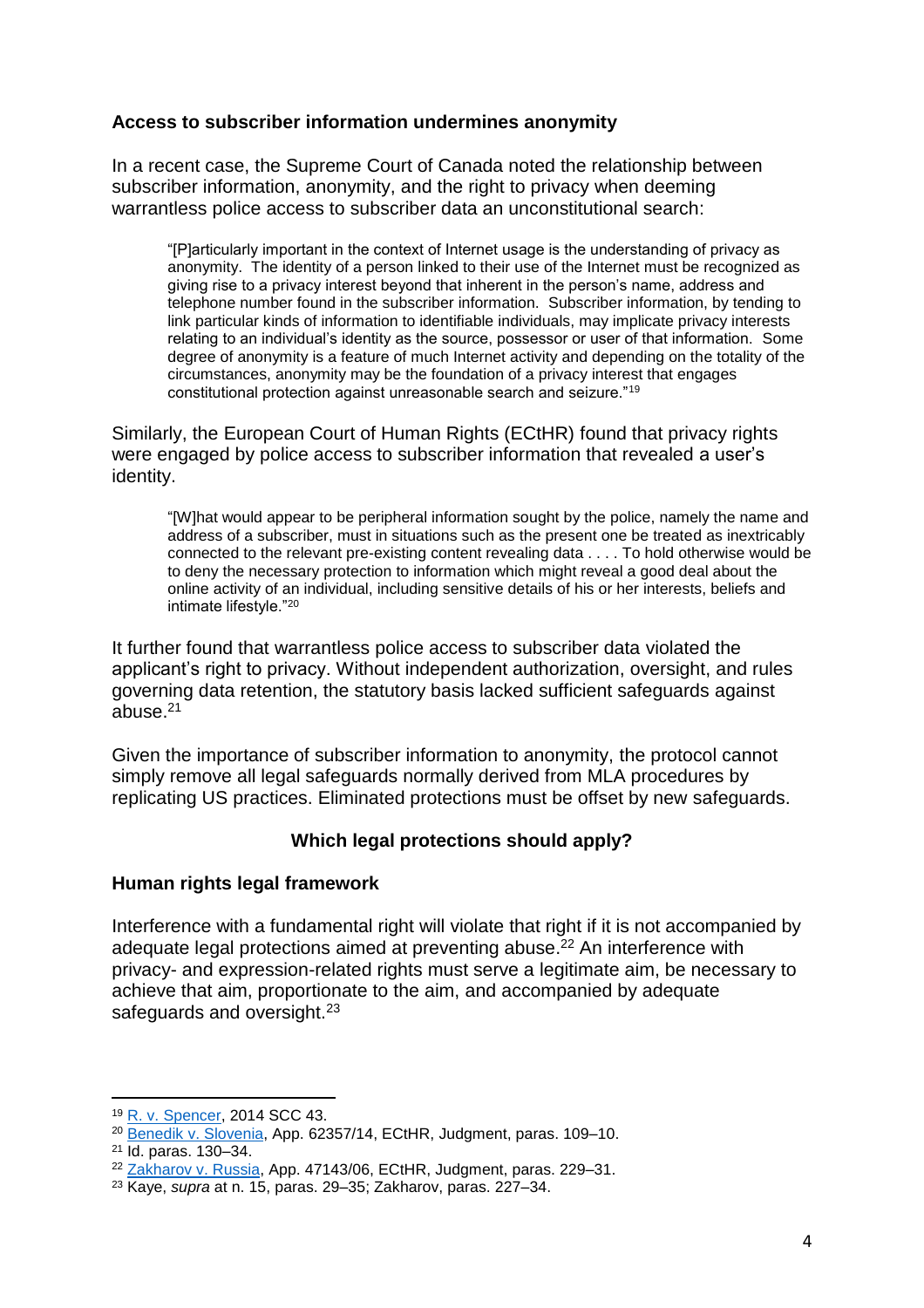**Access to subscriber information undermines anonymity**

In a recent case, the Supreme Court of Canada noted the relationship between subscriber information, anonymity, and the right to privacy when deeming warrantless police access to subscriber data an unconstitutional search:

> "[P]articularly important in the context of Internet usage is the understanding of privacy as anonymity. The identity of a person linked to their use of the Internet must be recognized as giving rise to a privacy interest beyond that inherent in the person's name, address and telephone number found in the subscriber information. Subscriber information, by tending to link particular kinds of information to identifiable individuals, may implicate privacy interests relating to an individual's identity as the source, possessor or user of that information. Some degree of anonymity is a feature of much Internet activity and depending on the totality of the circumstances, anonymity may be the foundation of a privacy interest that engages constitutional protection against unreasonable search and seizure."[19]

Similarly, the European Court of Human Rights (ECtHR) found that privacy rights were engaged by police access to subscriber information that revealed a user's identity.

> "[W]hat would appear to be peripheral information sought by the police, namely the name and address of a subscriber, must in situations such as the present one be treated as inextricably connected to the relevant pre-existing content revealing data . . . . To hold otherwise would be to deny the necessary protection to information which might reveal a good deal about the online activity of an individual, including sensitive details of his or her interests, beliefs and intimate lifestyle."[20]

It further found that warrantless police access to subscriber data violated the applicant's right to privacy. Without independent authorization, oversight, and rules governing data retention, the statutory basis lacked sufficient safeguards against abuse.[21]

Given the importance of subscriber information to anonymity, the protocol cannot simply remove all legal safeguards normally derived from MLA procedures by replicating US practices. Eliminated protections must be offset by new safeguards.

## Which legal protections should apply?

**Human rights legal framework**

Interference with a fundamental right will violate that right if it is not accompanied by adequate legal protections aimed at preventing abuse.[22] An interference with privacy- and expression-related rights must serve a legitimate aim, be necessary to achieve that aim, proportionate to the aim, and accompanied by adequate safeguards and oversight.[23]

---

[19] R. v. Spencer, 2014 SCC 43.

[20] Benedik v. Slovenia, App. 62357/14, ECtHR, Judgment, paras. 109–10.

[21] Id. paras. 130–34.

[22] Zakharov v. Russia, App. 47143/06, ECtHR, Judgment, paras. 229–31.

[23] Kaye, *supra* at n. 15, paras. 29–35; Zakharov, paras. 227–34.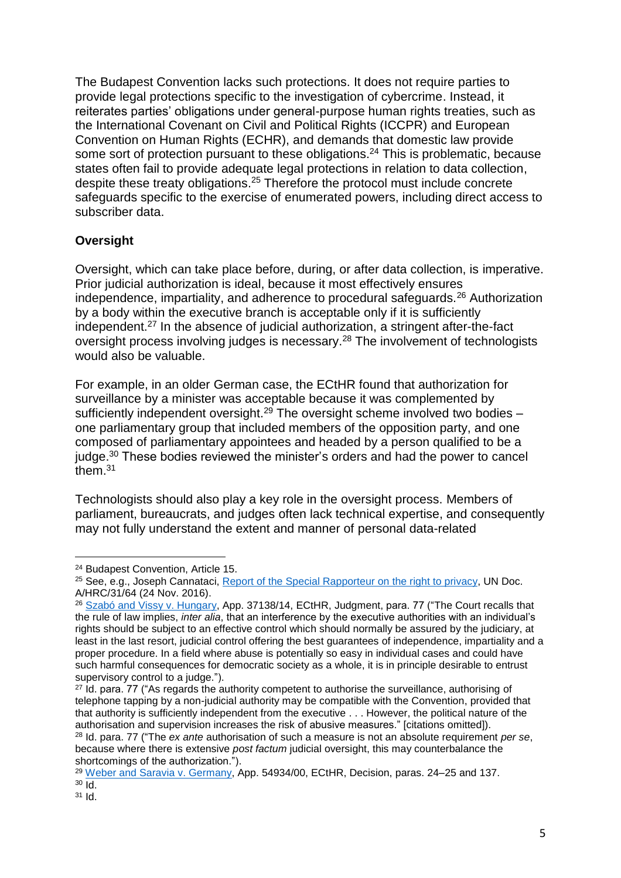The Budapest Convention lacks such protections. It does not require parties to provide legal protections specific to the investigation of cybercrime. Instead, it reiterates parties' obligations under general-purpose human rights treaties, such as the International Covenant on Civil and Political Rights (ICCPR) and European Convention on Human Rights (ECHR), and demands that domestic law provide some sort of protection pursuant to these obligations.[24] This is problematic, because states often fail to provide adequate legal protections in relation to data collection, despite these treaty obligations.[25] Therefore the protocol must include concrete safeguards specific to the exercise of enumerated powers, including direct access to subscriber data.

**Oversight**

Oversight, which can take place before, during, or after data collection, is imperative. Prior judicial authorization is ideal, because it most effectively ensures independence, impartiality, and adherence to procedural safeguards.[26] Authorization by a body within the executive branch is acceptable only if it is sufficiently independent.[27] In the absence of judicial authorization, a stringent after-the-fact oversight process involving judges is necessary.[28] The involvement of technologists would also be valuable.

For example, in an older German case, the ECtHR found that authorization for surveillance by a minister was acceptable because it was complemented by sufficiently independent oversight.[29] The oversight scheme involved two bodies – one parliamentary group that included members of the opposition party, and one composed of parliamentary appointees and headed by a person qualified to be a judge.[30] These bodies reviewed the minister's orders and had the power to cancel them.[31]

Technologists should also play a key role in the oversight process. Members of parliament, bureaucrats, and judges often lack technical expertise, and consequently may not fully understand the extent and manner of personal data-related

---

[24] Budapest Convention, Article 15.

[25] See, e.g., Joseph Cannataci, Report of the Special Rapporteur on the right to privacy, UN Doc. A/HRC/31/64 (24 Nov. 2016).

[26] Szabó and Vissy v. Hungary, App. 37138/14, ECtHR, Judgment, para. 77 ("The Court recalls that the rule of law implies, *inter alia*, that an interference by the executive authorities with an individual's rights should be subject to an effective control which should normally be assured by the judiciary, at least in the last resort, judicial control offering the best guarantees of independence, impartiality and a proper procedure. In a field where abuse is potentially so easy in individual cases and could have such harmful consequences for democratic society as a whole, it is in principle desirable to entrust supervisory control to a judge.").

[27] Id. para. 77 ("As regards the authority competent to authorise the surveillance, authorising of telephone tapping by a non-judicial authority may be compatible with the Convention, provided that that authority is sufficiently independent from the executive . . . However, the political nature of the authorisation and supervision increases the risk of abusive measures." [citations omitted]).

[28] Id. para. 77 ("The *ex ante* authorisation of such a measure is not an absolute requirement *per se*, because where there is extensive *post factum* judicial oversight, this may counterbalance the shortcomings of the authorization.").

[29] Weber and Saravia v. Germany, App. 54934/00, ECtHR, Decision, paras. 24–25 and 137.

[30] Id.

[31] Id.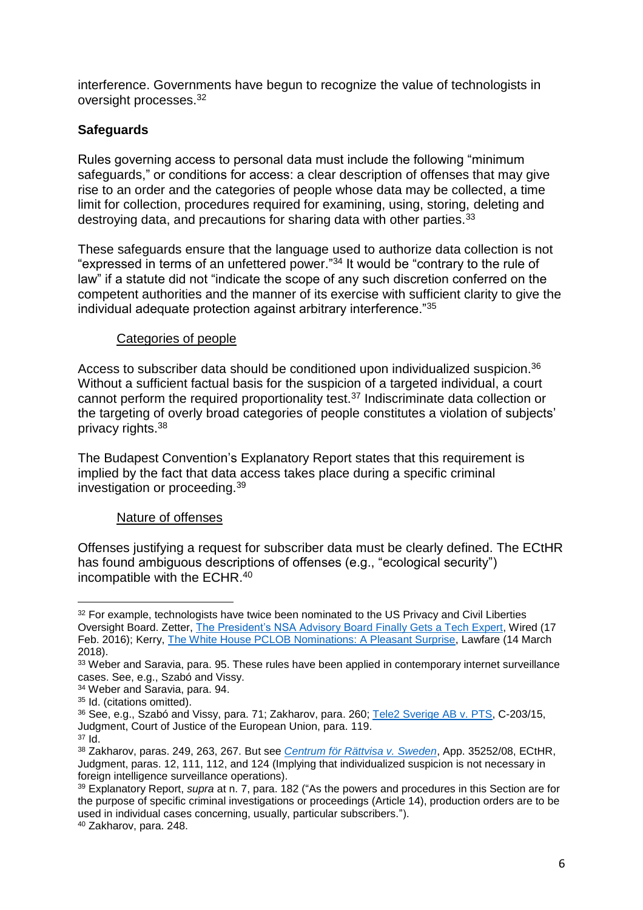interference. Governments have begun to recognize the value of technologists in oversight processes.[32]

**Safeguards**

Rules governing access to personal data must include the following "minimum safeguards," or conditions for access: a clear description of offenses that may give rise to an order and the categories of people whose data may be collected, a time limit for collection, procedures required for examining, using, storing, deleting and destroying data, and precautions for sharing data with other parties.[33]

These safeguards ensure that the language used to authorize data collection is not "expressed in terms of an unfettered power."[34] It would be "contrary to the rule of law" if a statute did not "indicate the scope of any such discretion conferred on the competent authorities and the manner of its exercise with sufficient clarity to give the individual adequate protection against arbitrary interference."[35]

Categories of people

Access to subscriber data should be conditioned upon individualized suspicion.[36] Without a sufficient factual basis for the suspicion of a targeted individual, a court cannot perform the required proportionality test.[37] Indiscriminate data collection or the targeting of overly broad categories of people constitutes a violation of subjects' privacy rights.[38]

The Budapest Convention's Explanatory Report states that this requirement is implied by the fact that data access takes place during a specific criminal investigation or proceeding.[39]

Nature of offenses

Offenses justifying a request for subscriber data must be clearly defined. The ECtHR has found ambiguous descriptions of offenses (e.g., "ecological security") incompatible with the ECHR.[40]

---

[32] For example, technologists have twice been nominated to the US Privacy and Civil Liberties Oversight Board. Zetter, The President's NSA Advisory Board Finally Gets a Tech Expert, Wired (17 Feb. 2016); Kerry, The White House PCLOB Nominations: A Pleasant Surprise, Lawfare (14 March 2018).

[33] Weber and Saravia, para. 95. These rules have been applied in contemporary internet surveillance cases. See, e.g., Szabó and Vissy.

[34] Weber and Saravia, para. 94.

[35] Id. (citations omitted).

[36] See, e.g., Szabó and Vissy, para. 71; Zakharov, para. 260; Tele2 Sverige AB v. PTS, C-203/15, Judgment, Court of Justice of the European Union, para. 119.

[37] Id.

[38] Zakharov, paras. 249, 263, 267. But see *Centrum för Rättvisa v. Sweden*, App. 35252/08, ECtHR, Judgment, paras. 12, 111, 112, and 124 (Implying that individualized suspicion is not necessary in foreign intelligence surveillance operations).

[39] Explanatory Report, *supra* at n. 7, para. 182 ("As the powers and procedures in this Section are for the purpose of specific criminal investigations or proceedings (Article 14), production orders are to be used in individual cases concerning, usually, particular subscribers.").

[40] Zakharov, para. 248.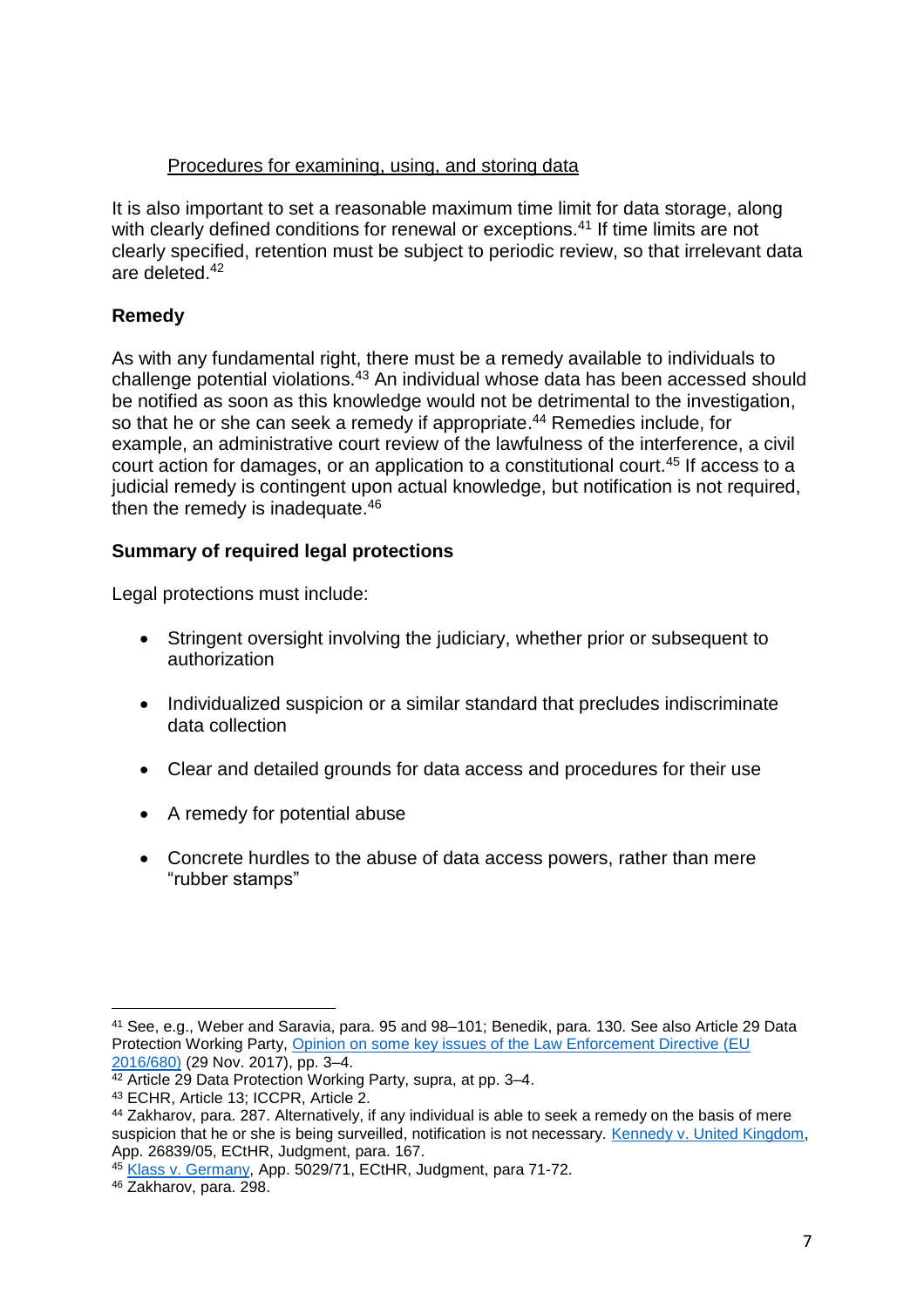Procedures for examining, using, and storing data

It is also important to set a reasonable maximum time limit for data storage, along with clearly defined conditions for renewal or exceptions.[41] If time limits are not clearly specified, retention must be subject to periodic review, so that irrelevant data are deleted.[42]

**Remedy**

As with any fundamental right, there must be a remedy available to individuals to challenge potential violations.[43] An individual whose data has been accessed should be notified as soon as this knowledge would not be detrimental to the investigation, so that he or she can seek a remedy if appropriate.[44] Remedies include, for example, an administrative court review of the lawfulness of the interference, a civil court action for damages, or an application to a constitutional court.[45] If access to a judicial remedy is contingent upon actual knowledge, but notification is not required, then the remedy is inadequate.[46]

**Summary of required legal protections**

Legal protections must include:

- Stringent oversight involving the judiciary, whether prior or subsequent to authorization
- Individualized suspicion or a similar standard that precludes indiscriminate data collection
- Clear and detailed grounds for data access and procedures for their use
- A remedy for potential abuse
- Concrete hurdles to the abuse of data access powers, rather than mere "rubber stamps"

---

[41] See, e.g., Weber and Saravia, para. 95 and 98–101; Benedik, para. 130. See also Article 29 Data Protection Working Party, Opinion on some key issues of the Law Enforcement Directive (EU 2016/680) (29 Nov. 2017), pp. 3–4.

[42] Article 29 Data Protection Working Party, supra, at pp. 3–4.

[43] ECHR, Article 13; ICCPR, Article 2.

[44] Zakharov, para. 287. Alternatively, if any individual is able to seek a remedy on the basis of mere suspicion that he or she is being surveilled, notification is not necessary. Kennedy v. United Kingdom, App. 26839/05, ECtHR, Judgment, para. 167.

[45] Klass v. Germany, App. 5029/71, ECtHR, Judgment, para 71-72.

[46] Zakharov, para. 298.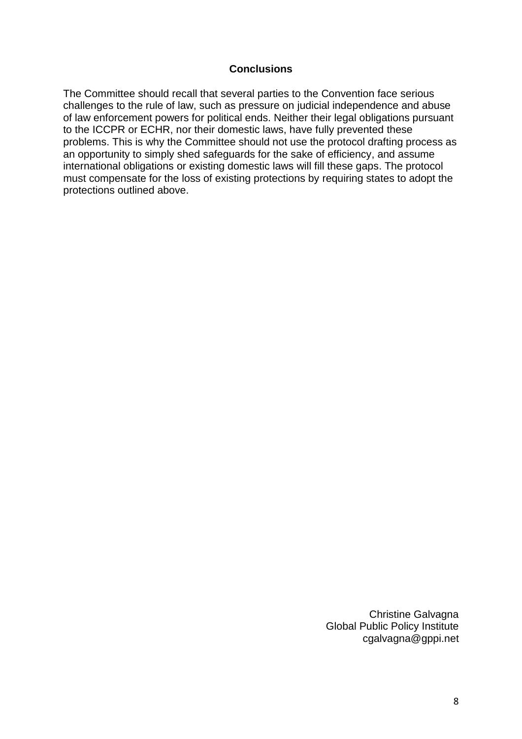## Conclusions

The Committee should recall that several parties to the Convention face serious challenges to the rule of law, such as pressure on judicial independence and abuse of law enforcement powers for political ends. Neither their legal obligations pursuant to the ICCPR or ECHR, nor their domestic laws, have fully prevented these problems. This is why the Committee should not use the protocol drafting process as an opportunity to simply shed safeguards for the sake of efficiency, and assume international obligations or existing domestic laws will fill these gaps. The protocol must compensate for the loss of existing protections by requiring states to adopt the protections outlined above.

Christine Galvagna  
Global Public Policy Institute  
cgalvagna@gppi.net